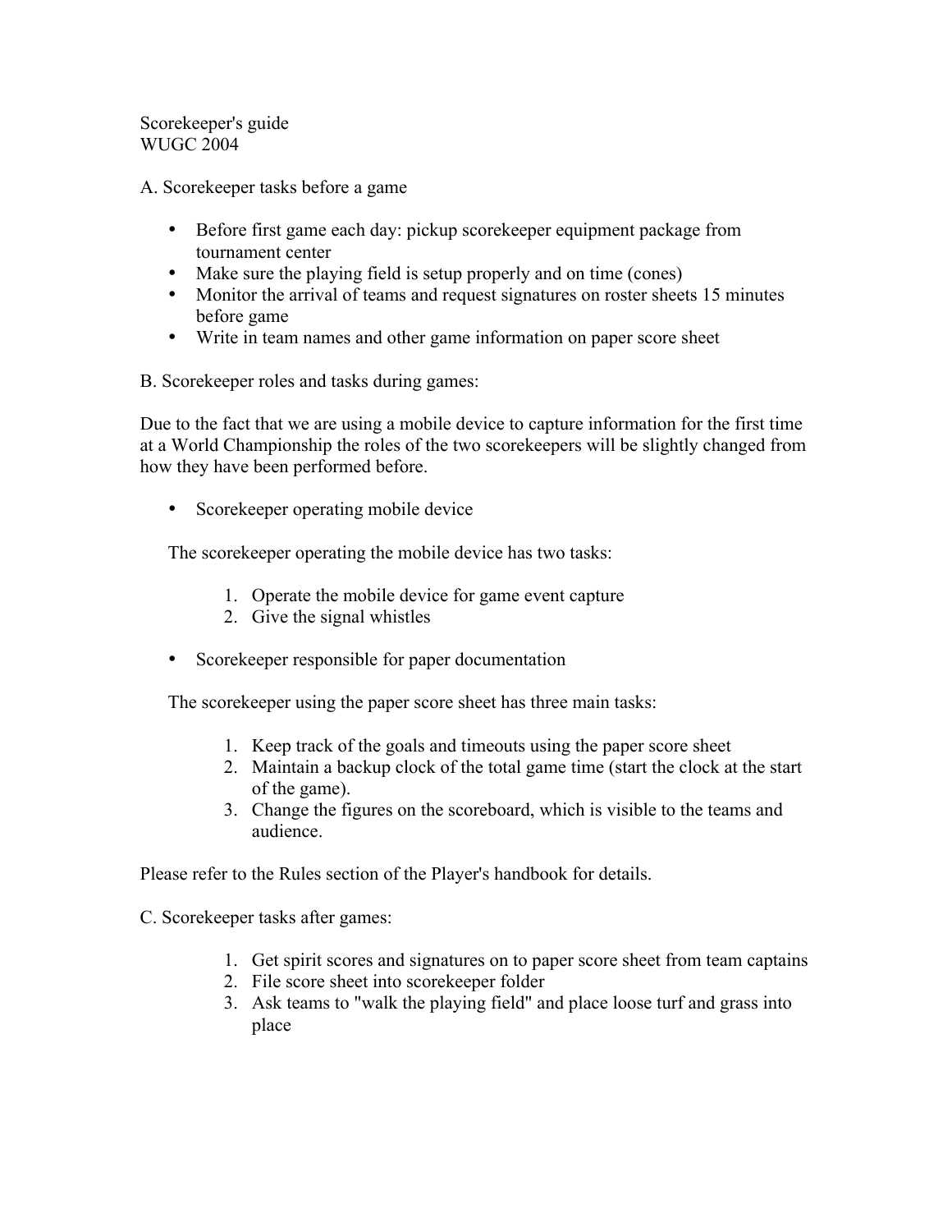Scorekeeper's guide
WUGC 2004

A. Scorekeeper tasks before a game

- Before first game each day: pickup scorekeeper equipment package from tournament center
- Make sure the playing field is setup properly and on time (cones)
- Monitor the arrival of teams and request signatures on roster sheets 15 minutes before game
- Write in team names and other game information on paper score sheet

B. Scorekeeper roles and tasks during games:

Due to the fact that we are using a mobile device to capture information for the first time at a World Championship the roles of the two scorekeepers will be slightly changed from how they have been performed before.

- Scorekeeper operating mobile device

  The scorekeeper operating the mobile device has two tasks:

  1. Operate the mobile device for game event capture
  2. Give the signal whistles

- Scorekeeper responsible for paper documentation

  The scorekeeper using the paper score sheet has three main tasks:

  1. Keep track of the goals and timeouts using the paper score sheet
  2. Maintain a backup clock of the total game time (start the clock at the start of the game).
  3. Change the figures on the scoreboard, which is visible to the teams and audience.

Please refer to the Rules section of the Player's handbook for details.

C. Scorekeeper tasks after games:

1. Get spirit scores and signatures on to paper score sheet from team captains
2. File score sheet into scorekeeper folder
3. Ask teams to "walk the playing field" and place loose turf and grass into place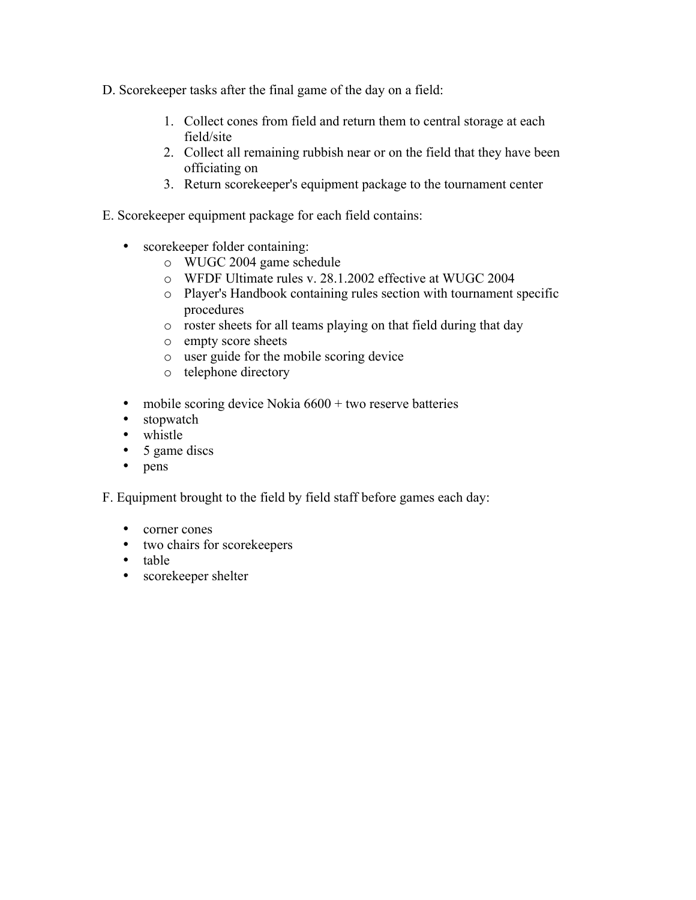D. Scorekeeper tasks after the final game of the day on a field:

1. Collect cones from field and return them to central storage at each field/site
2. Collect all remaining rubbish near or on the field that they have been officiating on
3. Return scorekeeper's equipment package to the tournament center

E. Scorekeeper equipment package for each field contains:

- scorekeeper folder containing:
  - WUGC 2004 game schedule
  - WFDF Ultimate rules v. 28.1.2002 effective at WUGC 2004
  - Player's Handbook containing rules section with tournament specific procedures
  - roster sheets for all teams playing on that field during that day
  - empty score sheets
  - user guide for the mobile scoring device
  - telephone directory
- mobile scoring device Nokia 6600 + two reserve batteries
- stopwatch
- whistle
- 5 game discs
- pens

F. Equipment brought to the field by field staff before games each day:

- corner cones
- two chairs for scorekeepers
- table
- scorekeeper shelter